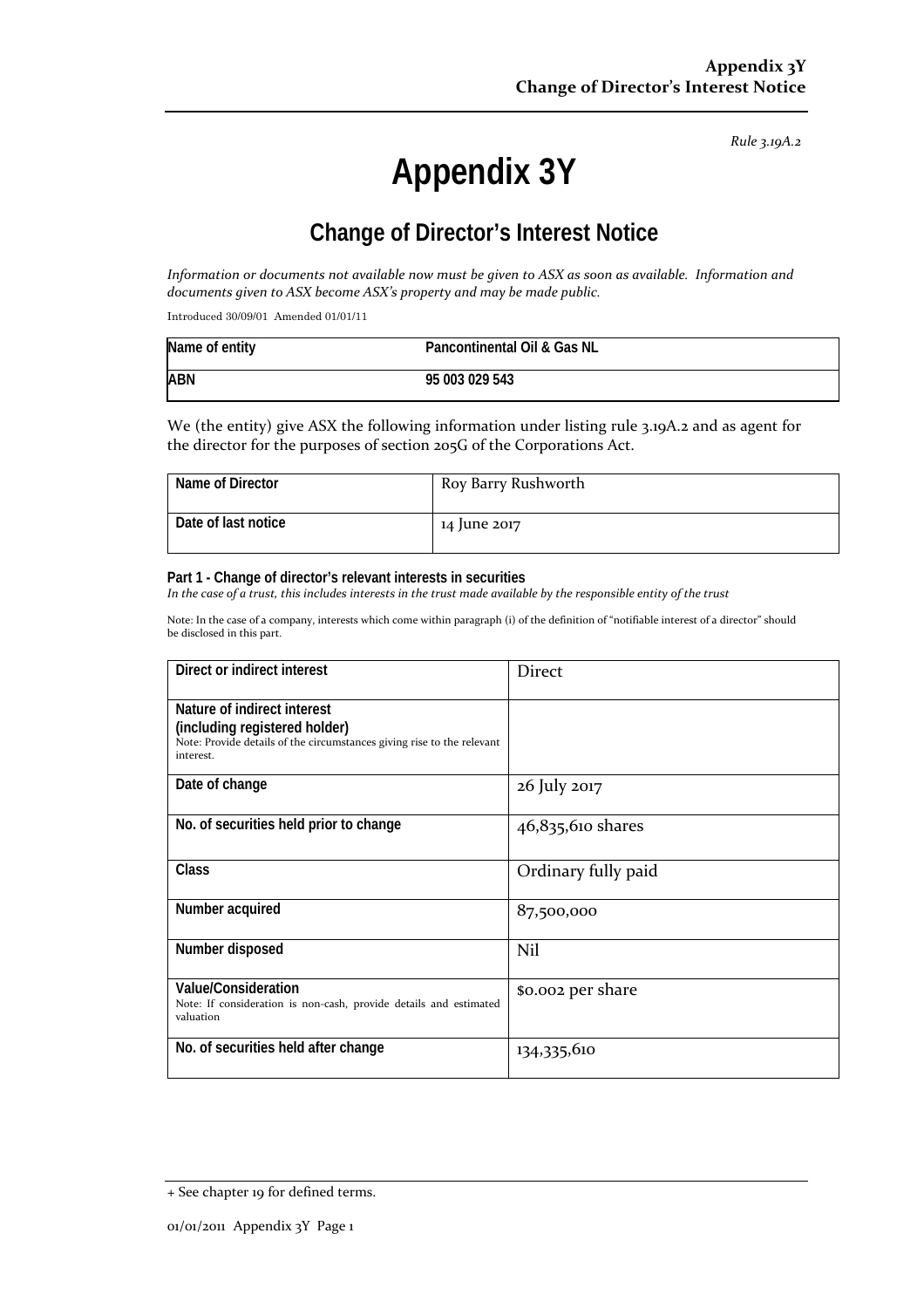*Rule 3.19A.2*

# Appendix 3Y

## Change of Director's Interest Notice

*Information or documents not available now must be given to ASX as soon as available. Information and documents given to ASX become ASX's property and may be made public.*

Introduced 30/09/01 Amended 01/01/11

| Name of entity | Pancontinental Oil & Gas NL |
|---|---|
| ABN | 95 003 029 543 |

We (the entity) give ASX the following information under listing rule 3.19A.2 and as agent for the director for the purposes of section 205G of the Corporations Act.

| Name of Director | Roy Barry Rushworth |
|---|---|
| Date of last notice | 14 June 2017 |

**Part 1 - Change of director's relevant interests in securities**
*In the case of a trust, this includes interests in the trust made available by the responsible entity of the trust*

Note: In the case of a company, interests which come within paragraph (i) of the definition of "notifiable interest of a director" should be disclosed in this part.

| Direct or indirect interest | Direct |
|---|---|
| **Nature of indirect interest (including registered holder)**<br>Note: Provide details of the circumstances giving rise to the relevant interest. | |
| **Date of change** | 26 July 2017 |
| **No. of securities held prior to change** | 46,835,610 shares |
| **Class** | Ordinary fully paid |
| **Number acquired** | 87,500,000 |
| **Number disposed** | Nil |
| **Value/Consideration**<br>Note: If consideration is non-cash, provide details and estimated valuation | $0.002 per share |
| **No. of securities held after change** | 134,335,610 |

+ See chapter 19 for defined terms.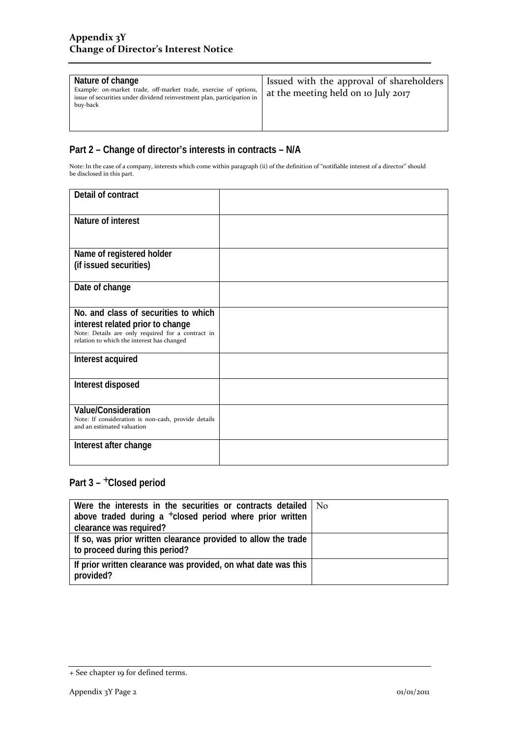| | |
|---|---|
| **Nature of change**<br>Example: on-market trade, off-market trade, exercise of options, issue of securities under dividend reinvestment plan, participation in buy-back | Issued with the approval of shareholders at the meeting held on 10 July 2017 |

## Part 2 – Change of director's interests in contracts – N/A

Note: In the case of a company, interests which come within paragraph (ii) of the definition of "notifiable interest of a director" should be disclosed in this part.

| | |
|---|---|
| **Detail of contract** | |
| **Nature of interest** | |
| **Name of registered holder (if issued securities)** | |
| **Date of change** | |
| **No. and class of securities to which interest related prior to change**<br>Note: Details are only required for a contract in relation to which the interest has changed | |
| **Interest acquired** | |
| **Interest disposed** | |
| **Value/Consideration**<br>Note: If consideration is non-cash, provide details and an estimated valuation | |
| **Interest after change** | |

## Part 3 – +Closed period

| | |
|---|---|
| **Were the interests in the securities or contracts detailed above traded during a +closed period where prior written clearance was required?** | No |
| **If so, was prior written clearance provided to allow the trade to proceed during this period?** | |
| **If prior written clearance was provided, on what date was this provided?** | |

+ See chapter 19 for defined terms.